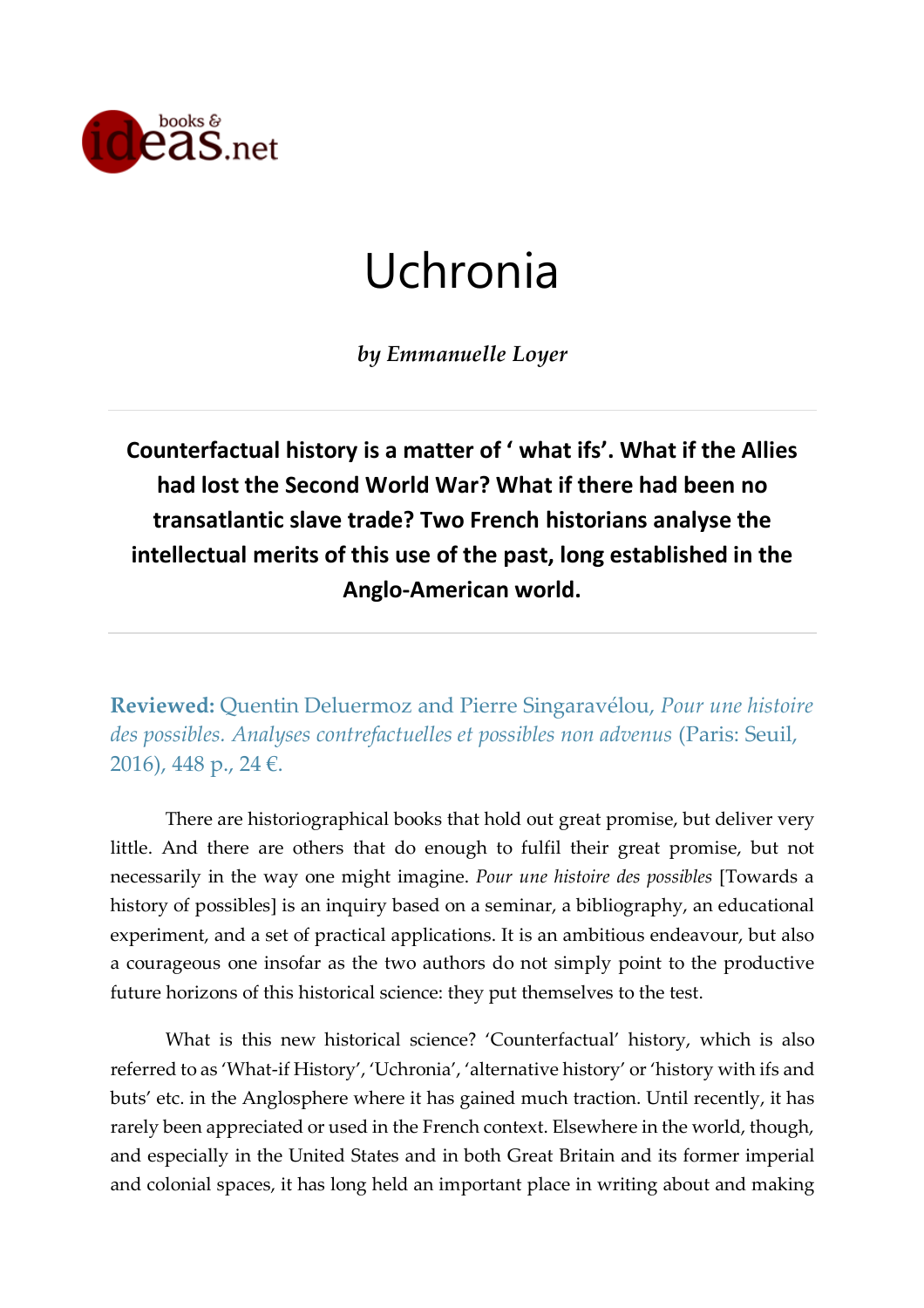# Uchronia

*by Emmanuelle Loyer*

**Counterfactual history is a matter of ' what ifs'. What if the Allies had lost the Second World War? What if there had been no transatlantic slave trade? Two French historians analyse the intellectual merits of this use of the past, long established in the Anglo-American world.**

**Reviewed:** Quentin Deluermoz and Pierre Singaravélou, *Pour une histoire des possibles. Analyses contrefactuelles et possibles non advenus* (Paris: Seuil, 2016), 448 p., 24 €.

There are historiographical books that hold out great promise, but deliver very little. And there are others that do enough to fulfil their great promise, but not necessarily in the way one might imagine. *Pour une histoire des possibles* [Towards a history of possibles] is an inquiry based on a seminar, a bibliography, an educational experiment, and a set of practical applications. It is an ambitious endeavour, but also a courageous one insofar as the two authors do not simply point to the productive future horizons of this historical science: they put themselves to the test.

What is this new historical science? 'Counterfactual' history, which is also referred to as 'What-if History', 'Uchronia', 'alternative history' or 'history with ifs and buts' etc. in the Anglosphere where it has gained much traction. Until recently, it has rarely been appreciated or used in the French context. Elsewhere in the world, though, and especially in the United States and in both Great Britain and its former imperial and colonial spaces, it has long held an important place in writing about and making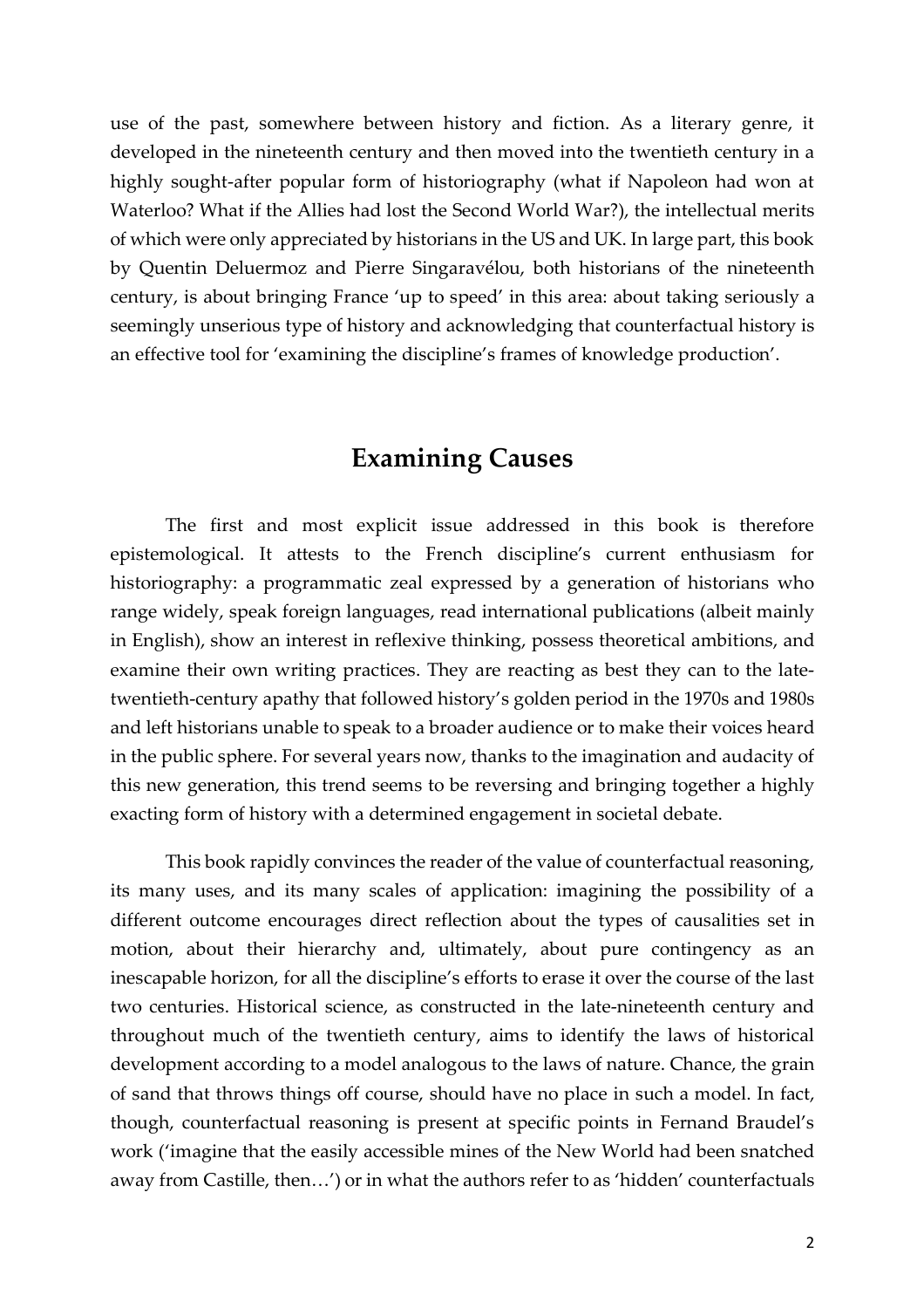use of the past, somewhere between history and fiction. As a literary genre, it developed in the nineteenth century and then moved into the twentieth century in a highly sought-after popular form of historiography (what if Napoleon had won at Waterloo? What if the Allies had lost the Second World War?), the intellectual merits of which were only appreciated by historians in the US and UK. In large part, this book by Quentin Deluermoz and Pierre Singaravélou, both historians of the nineteenth century, is about bringing France 'up to speed' in this area: about taking seriously a seemingly unserious type of history and acknowledging that counterfactual history is an effective tool for 'examining the discipline's frames of knowledge production'.

## Examining Causes

The first and most explicit issue addressed in this book is therefore epistemological. It attests to the French discipline's current enthusiasm for historiography: a programmatic zeal expressed by a generation of historians who range widely, speak foreign languages, read international publications (albeit mainly in English), show an interest in reflexive thinking, possess theoretical ambitions, and examine their own writing practices. They are reacting as best they can to the late-twentieth-century apathy that followed history's golden period in the 1970s and 1980s and left historians unable to speak to a broader audience or to make their voices heard in the public sphere. For several years now, thanks to the imagination and audacity of this new generation, this trend seems to be reversing and bringing together a highly exacting form of history with a determined engagement in societal debate.

This book rapidly convinces the reader of the value of counterfactual reasoning, its many uses, and its many scales of application: imagining the possibility of a different outcome encourages direct reflection about the types of causalities set in motion, about their hierarchy and, ultimately, about pure contingency as an inescapable horizon, for all the discipline's efforts to erase it over the course of the last two centuries. Historical science, as constructed in the late-nineteenth century and throughout much of the twentieth century, aims to identify the laws of historical development according to a model analogous to the laws of nature. Chance, the grain of sand that throws things off course, should have no place in such a model. In fact, though, counterfactual reasoning is present at specific points in Fernand Braudel's work ('imagine that the easily accessible mines of the New World had been snatched away from Castille, then…') or in what the authors refer to as 'hidden' counterfactuals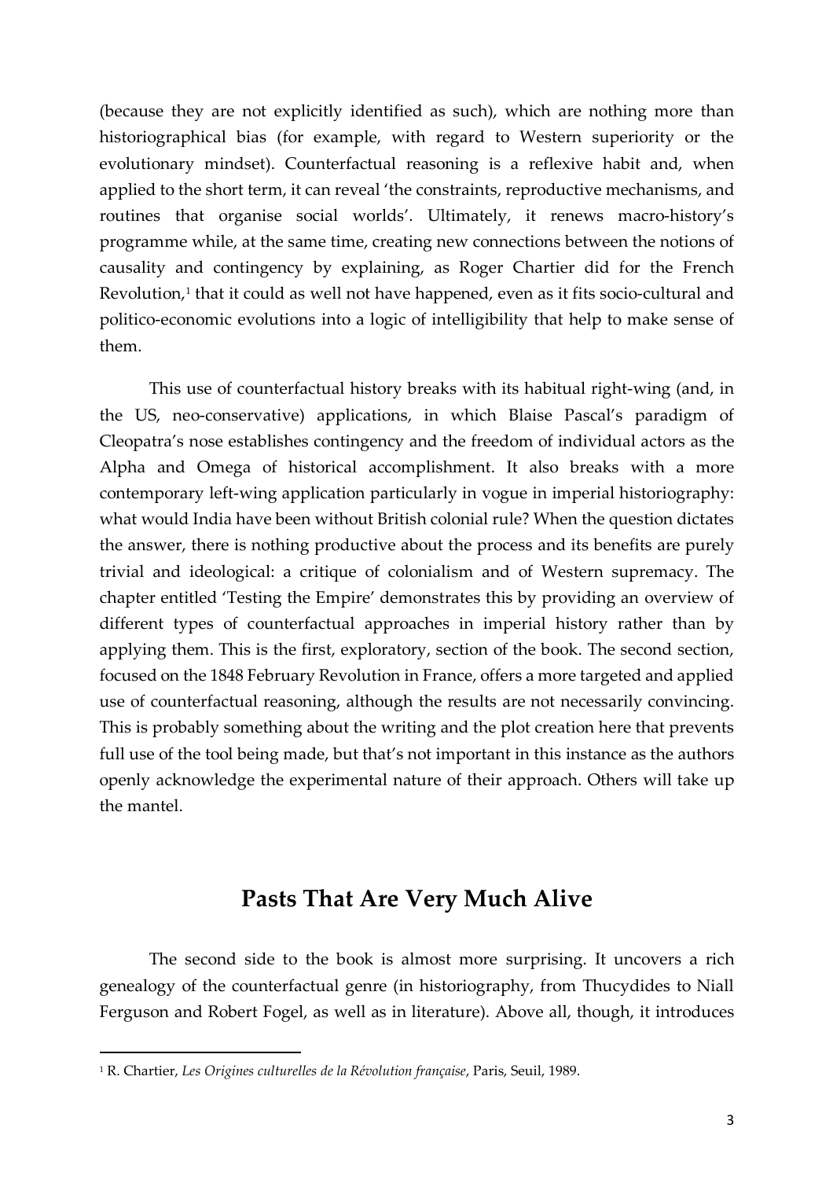(because they are not explicitly identified as such), which are nothing more than historiographical bias (for example, with regard to Western superiority or the evolutionary mindset). Counterfactual reasoning is a reflexive habit and, when applied to the short term, it can reveal 'the constraints, reproductive mechanisms, and routines that organise social worlds'. Ultimately, it renews macro-history's programme while, at the same time, creating new connections between the notions of causality and contingency by explaining, as Roger Chartier did for the French Revolution,[1] that it could as well not have happened, even as it fits socio-cultural and politico-economic evolutions into a logic of intelligibility that help to make sense of them.

This use of counterfactual history breaks with its habitual right-wing (and, in the US, neo-conservative) applications, in which Blaise Pascal's paradigm of Cleopatra's nose establishes contingency and the freedom of individual actors as the Alpha and Omega of historical accomplishment. It also breaks with a more contemporary left-wing application particularly in vogue in imperial historiography: what would India have been without British colonial rule? When the question dictates the answer, there is nothing productive about the process and its benefits are purely trivial and ideological: a critique of colonialism and of Western supremacy. The chapter entitled 'Testing the Empire' demonstrates this by providing an overview of different types of counterfactual approaches in imperial history rather than by applying them. This is the first, exploratory, section of the book. The second section, focused on the 1848 February Revolution in France, offers a more targeted and applied use of counterfactual reasoning, although the results are not necessarily convincing. This is probably something about the writing and the plot creation here that prevents full use of the tool being made, but that's not important in this instance as the authors openly acknowledge the experimental nature of their approach. Others will take up the mantel.

## Pasts That Are Very Much Alive

The second side to the book is almost more surprising. It uncovers a rich genealogy of the counterfactual genre (in historiography, from Thucydides to Niall Ferguson and Robert Fogel, as well as in literature). Above all, though, it introduces

[1] R. Chartier, *Les Origines culturelles de la Révolution française*, Paris, Seuil, 1989.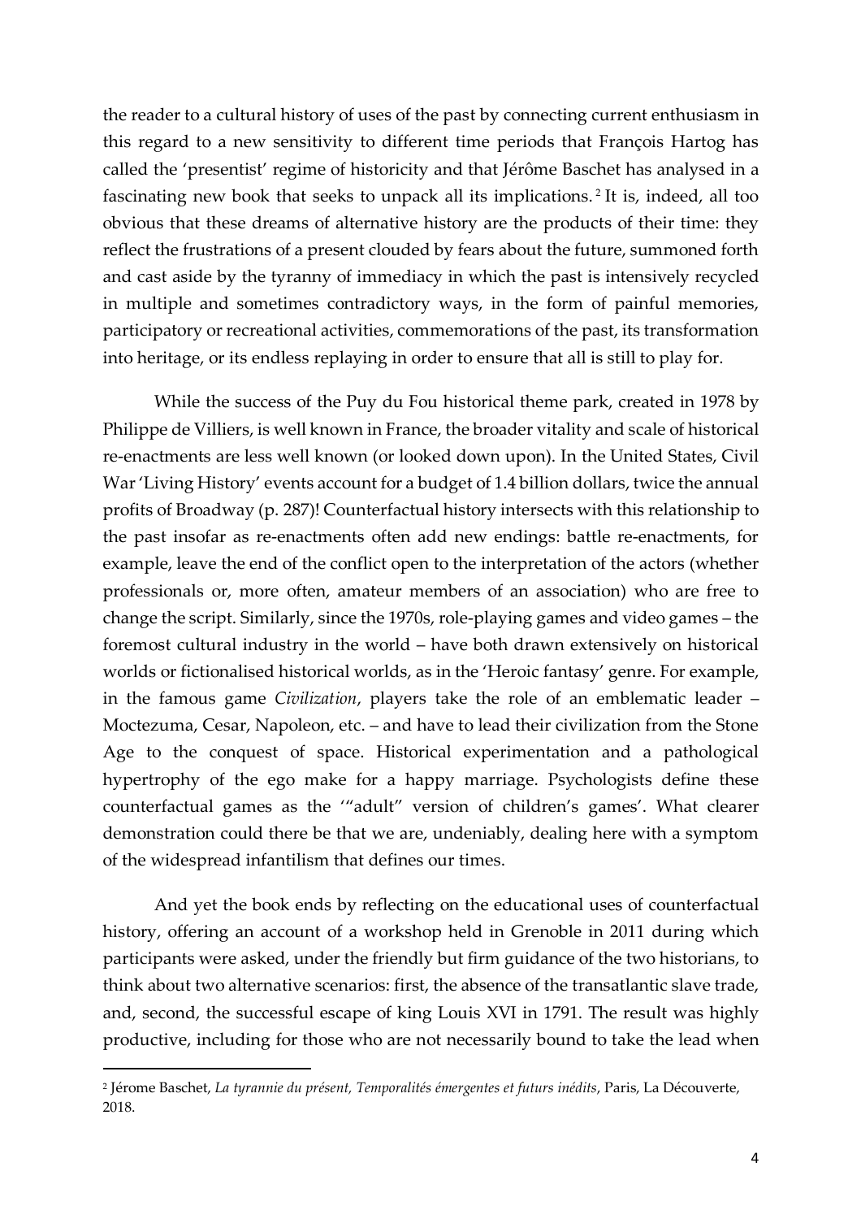the reader to a cultural history of uses of the past by connecting current enthusiasm in this regard to a new sensitivity to different time periods that François Hartog has called the 'presentist' regime of historicity and that Jérôme Baschet has analysed in a fascinating new book that seeks to unpack all its implications.[2] It is, indeed, all too obvious that these dreams of alternative history are the products of their time: they reflect the frustrations of a present clouded by fears about the future, summoned forth and cast aside by the tyranny of immediacy in which the past is intensively recycled in multiple and sometimes contradictory ways, in the form of painful memories, participatory or recreational activities, commemorations of the past, its transformation into heritage, or its endless replaying in order to ensure that all is still to play for.

While the success of the Puy du Fou historical theme park, created in 1978 by Philippe de Villiers, is well known in France, the broader vitality and scale of historical re-enactments are less well known (or looked down upon). In the United States, Civil War 'Living History' events account for a budget of 1.4 billion dollars, twice the annual profits of Broadway (p. 287)! Counterfactual history intersects with this relationship to the past insofar as re-enactments often add new endings: battle re-enactments, for example, leave the end of the conflict open to the interpretation of the actors (whether professionals or, more often, amateur members of an association) who are free to change the script. Similarly, since the 1970s, role-playing games and video games – the foremost cultural industry in the world – have both drawn extensively on historical worlds or fictionalised historical worlds, as in the 'Heroic fantasy' genre. For example, in the famous game *Civilization*, players take the role of an emblematic leader – Moctezuma, Cesar, Napoleon, etc. – and have to lead their civilization from the Stone Age to the conquest of space. Historical experimentation and a pathological hypertrophy of the ego make for a happy marriage. Psychologists define these counterfactual games as the '"adult" version of children's games'. What clearer demonstration could there be that we are, undeniably, dealing here with a symptom of the widespread infantilism that defines our times.

And yet the book ends by reflecting on the educational uses of counterfactual history, offering an account of a workshop held in Grenoble in 2011 during which participants were asked, under the friendly but firm guidance of the two historians, to think about two alternative scenarios: first, the absence of the transatlantic slave trade, and, second, the successful escape of king Louis XVI in 1791. The result was highly productive, including for those who are not necessarily bound to take the lead when

---

[2] Jérome Baschet, *La tyrannie du présent, Temporalités émergentes et futurs inédits*, Paris, La Découverte, 2018.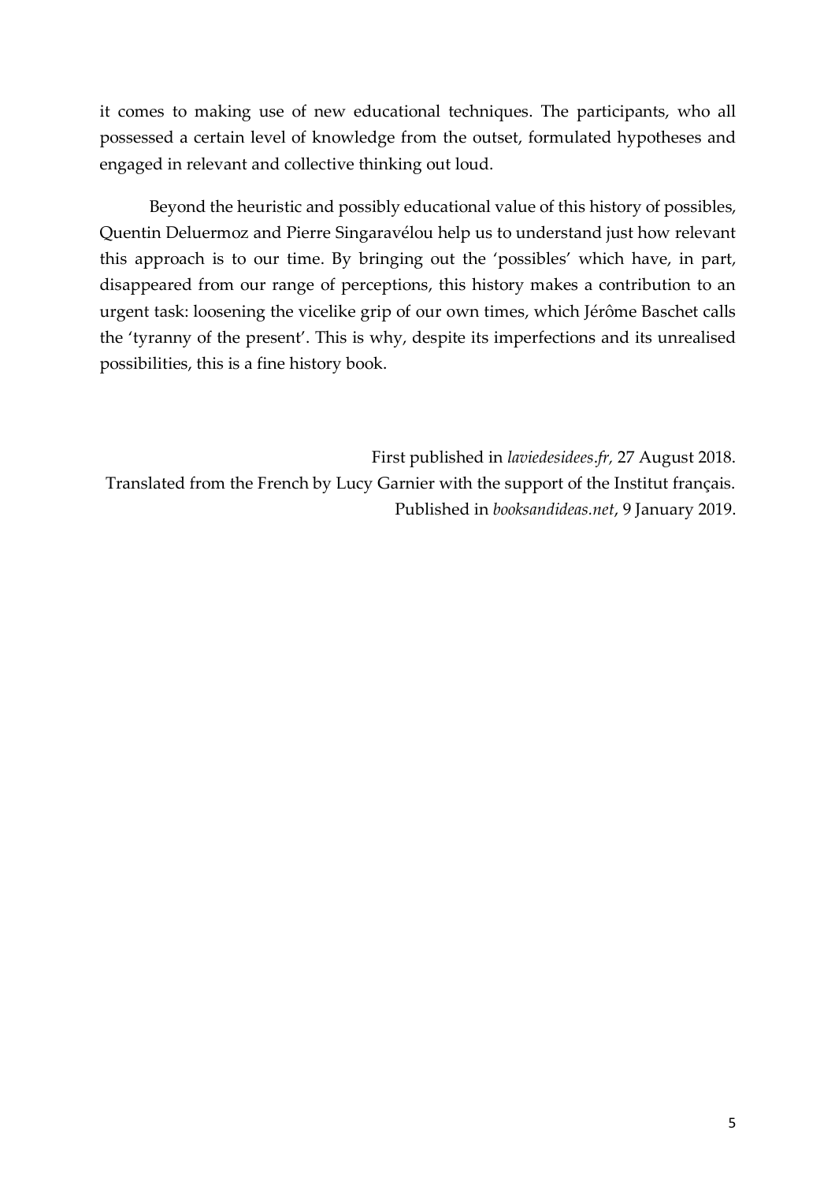it comes to making use of new educational techniques. The participants, who all possessed a certain level of knowledge from the outset, formulated hypotheses and engaged in relevant and collective thinking out loud.

Beyond the heuristic and possibly educational value of this history of possibles, Quentin Deluermoz and Pierre Singaravélou help us to understand just how relevant this approach is to our time. By bringing out the 'possibles' which have, in part, disappeared from our range of perceptions, this history makes a contribution to an urgent task: loosening the vicelike grip of our own times, which Jérôme Baschet calls the 'tyranny of the present'. This is why, despite its imperfections and its unrealised possibilities, this is a fine history book.

First published in *laviedesidees.fr,* 27 August 2018.
Translated from the French by Lucy Garnier with the support of the Institut français.
Published in *booksandideas.net*, 9 January 2019.